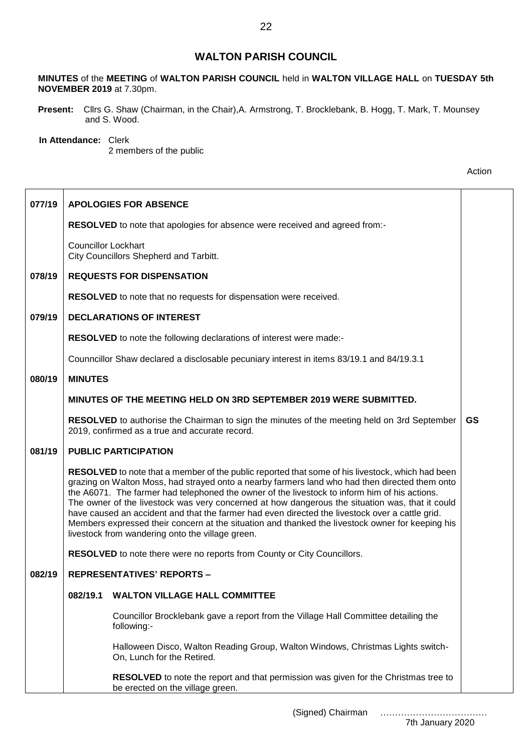# WALTON PARISH COUNCIL

**MINUTES** of the **MEETING** of **WALTON PARISH COUNCIL** held in **WALTON VILLAGE HALL** on **TUESDAY 5th NOVEMBER 2019** at 7.30pm.

**Present:** Cllrs G. Shaw (Chairman, in the Chair),A. Armstrong, T. Brocklebank, B. Hogg, T. Mark, T. Mounsey and S. Wood.

**In Attendance:** Clerk
2 members of the public

| | | Action |
|---|---|---|
| **077/19** | **APOLOGIES FOR ABSENCE** | |
| | **RESOLVED** to note that apologies for absence were received and agreed from:- | |
| | Councillor Lockhart<br>City Councillors Shepherd and Tarbitt. | |
| **078/19** | **REQUESTS FOR DISPENSATION** | |
| | **RESOLVED** to note that no requests for dispensation were received. | |
| **079/19** | **DECLARATIONS OF INTEREST** | |
| | **RESOLVED** to note the following declarations of interest were made:- | |
| | Counncillor Shaw declared a disclosable pecuniary interest in items 83/19.1 and 84/19.3.1 | |
| **080/19** | **MINUTES** | |
| | **MINUTES OF THE MEETING HELD ON 3RD SEPTEMBER 2019 WERE SUBMITTED.** | |
| | **RESOLVED** to authorise the Chairman to sign the minutes of the meeting held on 3rd September 2019, confirmed as a true and accurate record. | **GS** |
| **081/19** | **PUBLIC PARTICIPATION** | |
| | **RESOLVED** to note that a member of the public reported that some of his livestock, which had been grazing on Walton Moss, had strayed onto a nearby farmers land who had then directed them onto the A6071. The farmer had telephoned the owner of the livestock to inform him of his actions. The owner of the livestock was very concerned at how dangerous the situation was, that it could have caused an accident and that the farmer had even directed the livestock over a cattle grid. Members expressed their concern at the situation and thanked the livestock owner for keeping his livestock from wandering onto the village green. | |
| | **RESOLVED** to note there were no reports from County or City Councillors. | |
| **082/19** | **REPRESENTATIVES' REPORTS –** | |
| | **082/19.1 WALTON VILLAGE HALL COMMITTEE** | |
| | Councillor Brocklebank gave a report from the Village Hall Committee detailing the following:- | |
| | Halloween Disco, Walton Reading Group, Walton Windows, Christmas Lights switch-On, Lunch for the Retired. | |
| | **RESOLVED** to note the report and that permission was given for the Christmas tree to be erected on the village green. | |

(Signed) Chairman ………………………………
7th January 2020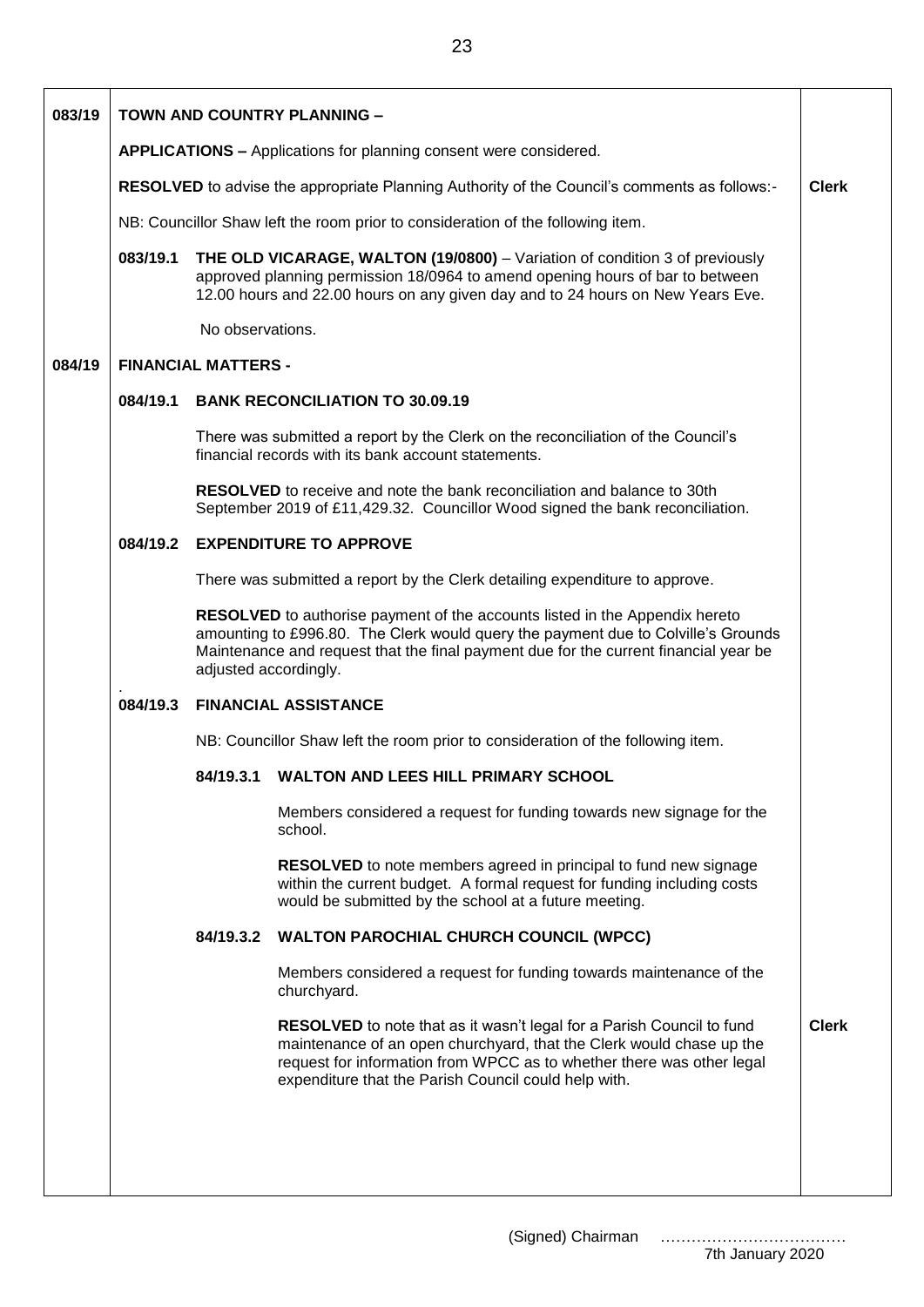| | | |
|---|---|---|
| **083/19** | **TOWN AND COUNTRY PLANNING –** | |
| | **APPLICATIONS –** Applications for planning consent were considered. | |
| | **RESOLVED** to advise the appropriate Planning Authority of the Council's comments as follows:- | **Clerk** |
| | NB: Councillor Shaw left the room prior to consideration of the following item. | |
| | **083/19.1 THE OLD VICARAGE, WALTON (19/0800)** – Variation of condition 3 of previously approved planning permission 18/0964 to amend opening hours of bar to between 12.00 hours and 22.00 hours on any given day and to 24 hours on New Years Eve. | |
| | No observations. | |
| **084/19** | **FINANCIAL MATTERS -** | |
| | **084/19.1 BANK RECONCILIATION TO 30.09.19** | |
| | There was submitted a report by the Clerk on the reconciliation of the Council's financial records with its bank account statements. | |
| | **RESOLVED** to receive and note the bank reconciliation and balance to 30th September 2019 of £11,429.32. Councillor Wood signed the bank reconciliation. | |
| | **084/19.2 EXPENDITURE TO APPROVE** | |
| | There was submitted a report by the Clerk detailing expenditure to approve. | |
| | **RESOLVED** to authorise payment of the accounts listed in the Appendix hereto amounting to £996.80. The Clerk would query the payment due to Colville's Grounds Maintenance and request that the final payment due for the current financial year be adjusted accordingly. | |
| | **084/19.3 FINANCIAL ASSISTANCE** | |
| | NB: Councillor Shaw left the room prior to consideration of the following item. | |
| | **84/19.3.1 WALTON AND LEES HILL PRIMARY SCHOOL** | |
| | Members considered a request for funding towards new signage for the school. | |
| | **RESOLVED** to note members agreed in principal to fund new signage within the current budget. A formal request for funding including costs would be submitted by the school at a future meeting. | |
| | **84/19.3.2 WALTON PAROCHIAL CHURCH COUNCIL (WPCC)** | |
| | Members considered a request for funding towards maintenance of the churchyard. | |
| | **RESOLVED** to note that as it wasn't legal for a Parish Council to fund maintenance of an open churchyard, that the Clerk would chase up the request for information from WPCC as to whether there was other legal expenditure that the Parish Council could help with. | **Clerk** |

(Signed) Chairman ………………………………
7th January 2020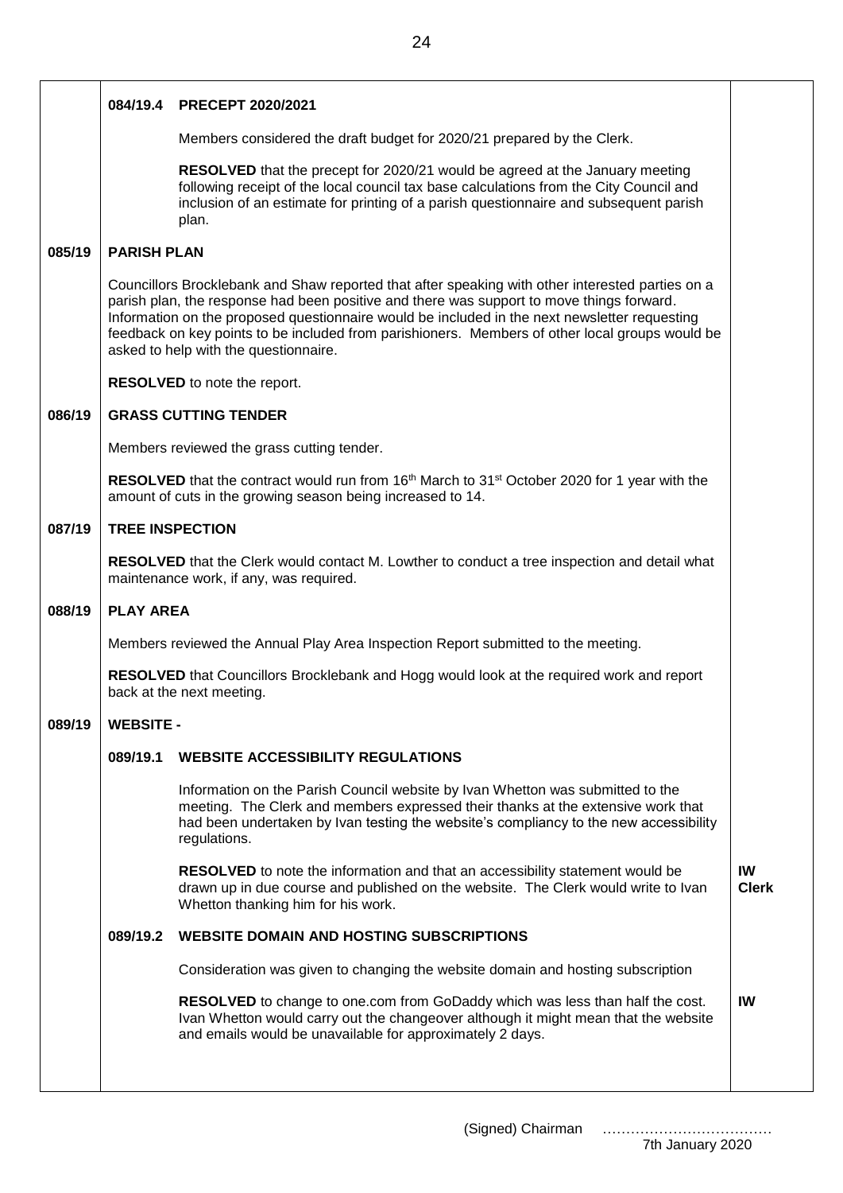### 084/19.4 PRECEPT 2020/2021

Members considered the draft budget for 2020/21 prepared by the Clerk.

**RESOLVED** that the precept for 2020/21 would be agreed at the January meeting following receipt of the local council tax base calculations from the City Council and inclusion of an estimate for printing of a parish questionnaire and subsequent parish plan.

## 085/19 PARISH PLAN

Councillors Brocklebank and Shaw reported that after speaking with other interested parties on a parish plan, the response had been positive and there was support to move things forward. Information on the proposed questionnaire would be included in the next newsletter requesting feedback on key points to be included from parishioners. Members of other local groups would be asked to help with the questionnaire.

**RESOLVED** to note the report.

## 086/19 GRASS CUTTING TENDER

Members reviewed the grass cutting tender.

**RESOLVED** that the contract would run from 16th March to 31st October 2020 for 1 year with the amount of cuts in the growing season being increased to 14.

## 087/19 TREE INSPECTION

**RESOLVED** that the Clerk would contact M. Lowther to conduct a tree inspection and detail what maintenance work, if any, was required.

## 088/19 PLAY AREA

Members reviewed the Annual Play Area Inspection Report submitted to the meeting.

**RESOLVED** that Councillors Brocklebank and Hogg would look at the required work and report back at the next meeting.

## 089/19 WEBSITE -

### 089/19.1 WEBSITE ACCESSIBILITY REGULATIONS

Information on the Parish Council website by Ivan Whetton was submitted to the meeting. The Clerk and members expressed their thanks at the extensive work that had been undertaken by Ivan testing the website's compliancy to the new accessibility regulations.

**RESOLVED** to note the information and that an accessibility statement would be drawn up in due course and published on the website. The Clerk would write to Ivan Whetton thanking him for his work. — **IW / Clerk**

### 089/19.2 WEBSITE DOMAIN AND HOSTING SUBSCRIPTIONS

Consideration was given to changing the website domain and hosting subscription

**RESOLVED** to change to one.com from GoDaddy which was less than half the cost. Ivan Whetton would carry out the changeover although it might mean that the website and emails would be unavailable for approximately 2 days. — **IW**

(Signed) Chairman ………………………………

7th January 2020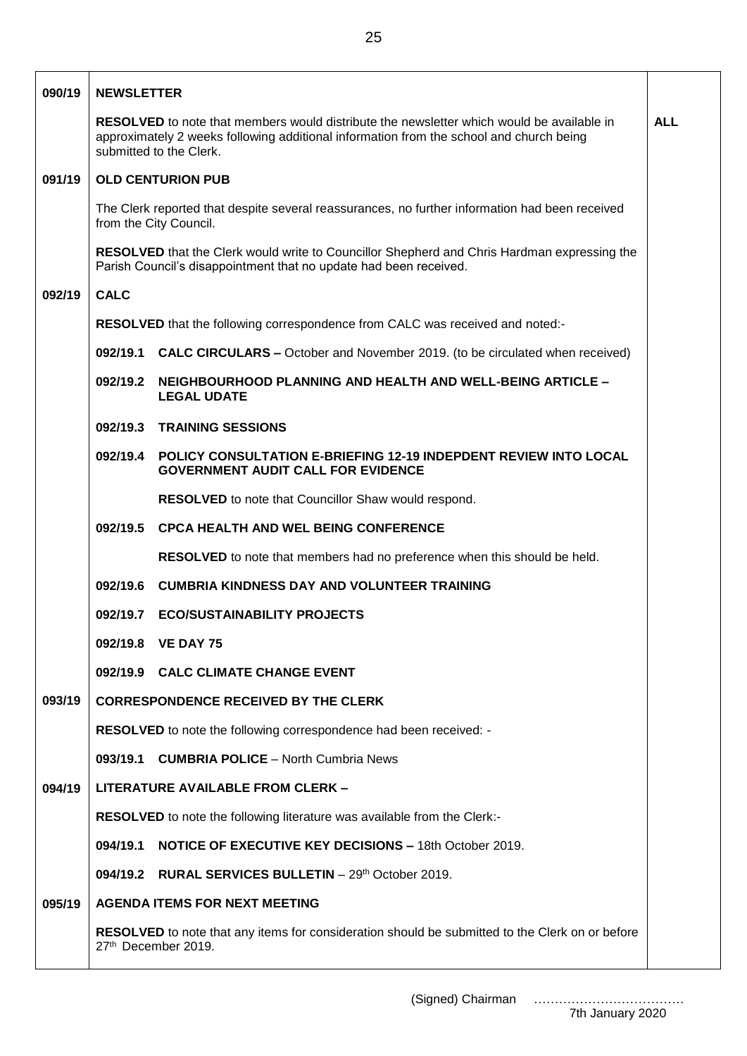| | | |
|---|---|---|
| **090/19** | **NEWSLETTER** | |
| | **RESOLVED** to note that members would distribute the newsletter which would be available in approximately 2 weeks following additional information from the school and church being submitted to the Clerk. | **ALL** |
| **091/19** | **OLD CENTURION PUB** | |
| | The Clerk reported that despite several reassurances, no further information had been received from the City Council. | |
| | **RESOLVED** that the Clerk would write to Councillor Shepherd and Chris Hardman expressing the Parish Council's disappointment that no update had been received. | |
| **092/19** | **CALC** | |
| | **RESOLVED** that the following correspondence from CALC was received and noted:- | |
| | **092/19.1 CALC CIRCULARS –** October and November 2019. (to be circulated when received) | |
| | **092/19.2 NEIGHBOURHOOD PLANNING AND HEALTH AND WELL-BEING ARTICLE – LEGAL UDATE** | |
| | **092/19.3 TRAINING SESSIONS** | |
| | **092/19.4 POLICY CONSULTATION E-BRIEFING 12-19 INDEPDENT REVIEW INTO LOCAL GOVERNMENT AUDIT CALL FOR EVIDENCE** | |
| | **RESOLVED** to note that Councillor Shaw would respond. | |
| | **092/19.5 CPCA HEALTH AND WEL BEING CONFERENCE** | |
| | **RESOLVED** to note that members had no preference when this should be held. | |
| | **092/19.6 CUMBRIA KINDNESS DAY AND VOLUNTEER TRAINING** | |
| | **092/19.7 ECO/SUSTAINABILITY PROJECTS** | |
| | **092/19.8 VE DAY 75** | |
| | **092/19.9 CALC CLIMATE CHANGE EVENT** | |
| **093/19** | **CORRESPONDENCE RECEIVED BY THE CLERK** | |
| | **RESOLVED** to note the following correspondence had been received: - | |
| | **093/19.1 CUMBRIA POLICE** – North Cumbria News | |
| **094/19** | **LITERATURE AVAILABLE FROM CLERK –** | |
| | **RESOLVED** to note the following literature was available from the Clerk:- | |
| | **094/19.1 NOTICE OF EXECUTIVE KEY DECISIONS –** 18th October 2019. | |
| | **094/19.2 RURAL SERVICES BULLETIN** – 29th October 2019. | |
| **095/19** | **AGENDA ITEMS FOR NEXT MEETING** | |
| | **RESOLVED** to note that any items for consideration should be submitted to the Clerk on or before 27th December 2019. | |

(Signed) Chairman ………………………………

7th January 2020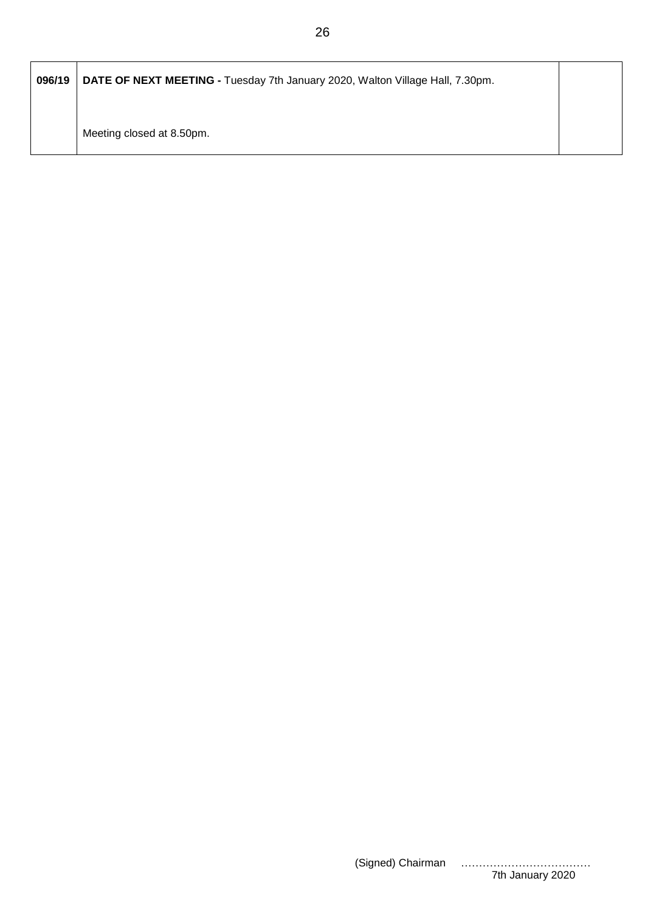| | | |
|---|---|---|
| **096/19** | **DATE OF NEXT MEETING -** Tuesday 7th January 2020, Walton Village Hall, 7.30pm.<br><br>Meeting closed at 8.50pm. | |

(Signed) Chairman ………………………………
7th January 2020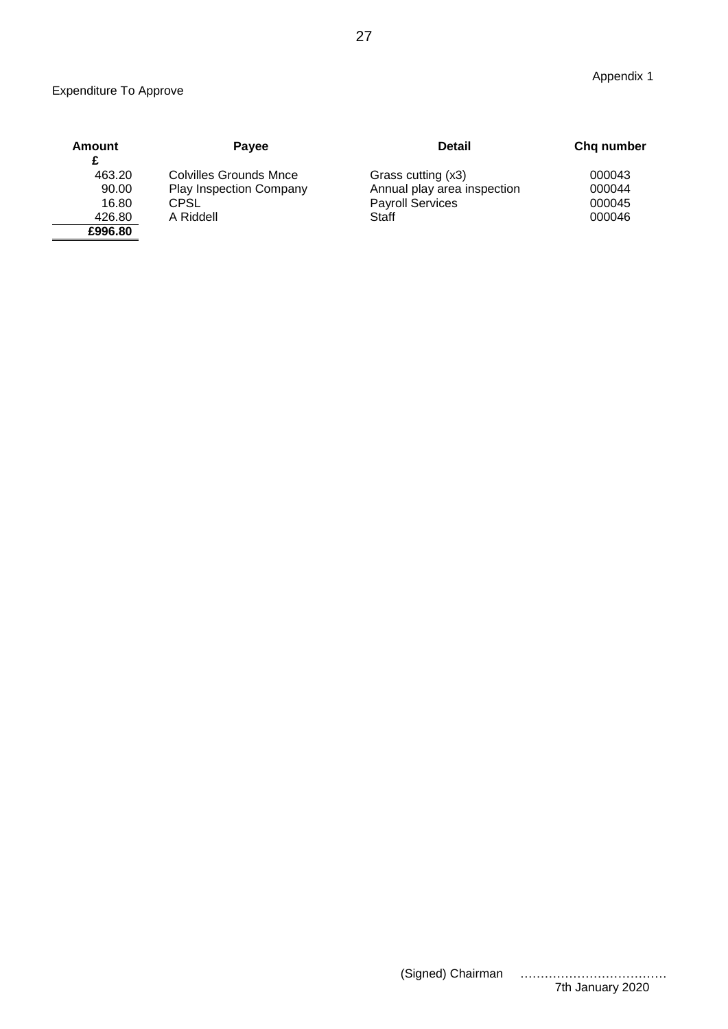Appendix 1

Expenditure To Approve

| Amount £ | Payee | Detail | Chq number |
|---|---|---|---|
| 463.20 | Colvilles Grounds Mnce | Grass cutting (x3) | 000043 |
| 90.00 | Play Inspection Company | Annual play area inspection | 000044 |
| 16.80 | CPSL | Payroll Services | 000045 |
| 426.80 | A Riddell | Staff | 000046 |
| **£996.80** | | | |

(Signed) Chairman ………………………………

7th January 2020